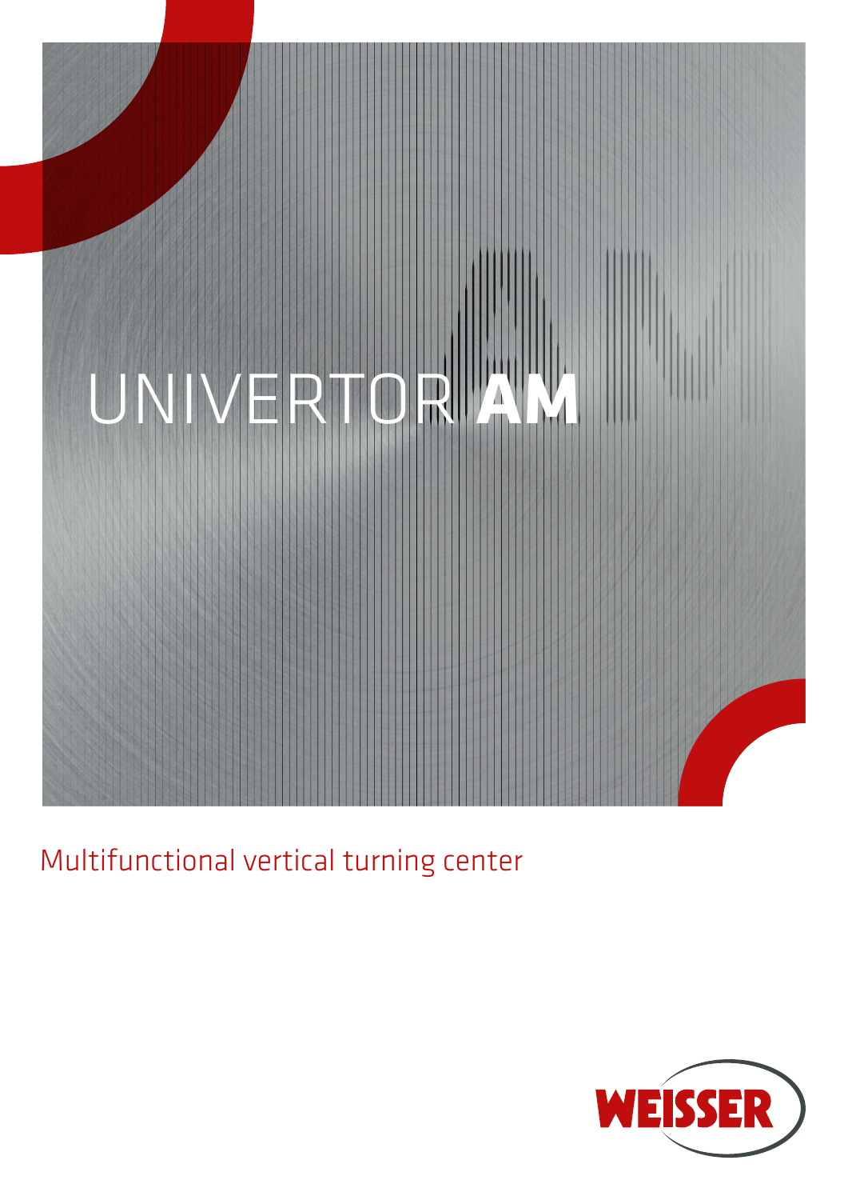# UNIVERTOR **AM**

Multifunctional vertical turning center

WEISSER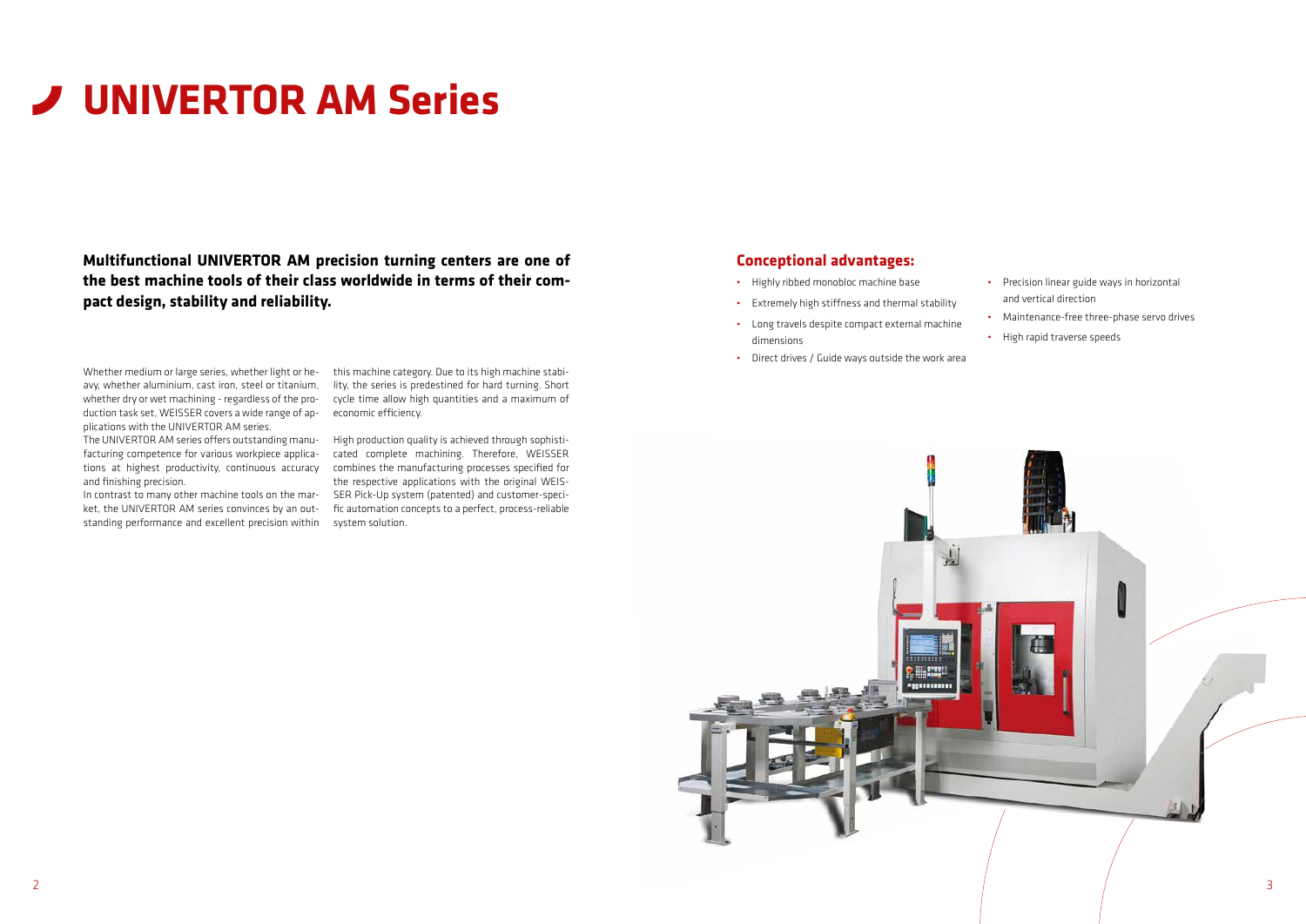# UNIVERTOR AM Series

**Multifunctional UNIVERTOR AM precision turning centers are one of the best machine tools of their class worldwide in terms of their compact design, stability and reliability.**

Whether medium or large series, whether light or heavy, whether aluminium, cast iron, steel or titanium, whether dry or wet machining - regardless of the production task set, WEISSER covers a wide range of applications with the UNIVERTOR AM series.
The UNIVERTOR AM series offers outstanding manufacturing competence for various workpiece applications at highest productivity, continuous accuracy and finishing precision.
In contrast to many other machine tools on the market, the UNIVERTOR AM series convinces by an outstanding performance and excellent precision within this machine category. Due to its high machine stability, the series is predestined for hard turning. Short cycle time allow high quantities and a maximum of economic efficiency.

High production quality is achieved through sophisticated complete machining. Therefore, WEISSER combines the manufacturing processes specified for the respective applications with the original WEISSER Pick-Up system (patented) and customer-specific automation concepts to a perfect, process-reliable system solution.

## Conceptional advantages:

- Highly ribbed monobloc machine base
- Extremely high stiffness and thermal stability
- Long travels despite compact external machine dimensions
- Direct drives / Guide ways outside the work area
- Precision linear guide ways in horizontal and vertical direction
- Maintenance-free three-phase servo drives
- High rapid traverse speeds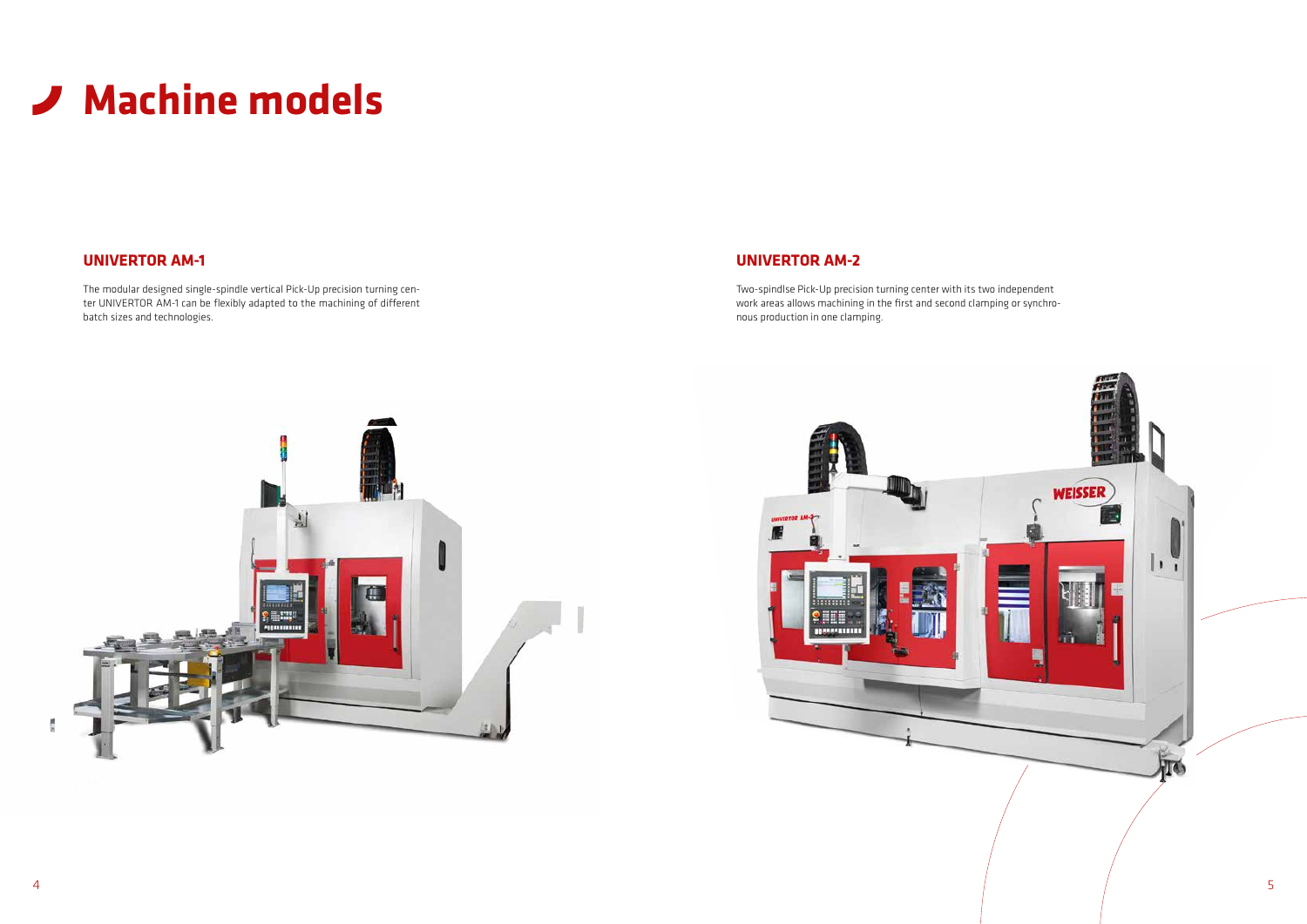# Machine models

## UNIVERTOR AM-1

The modular designed single-spindle vertical Pick-Up precision turning center UNIVERTOR AM-1 can be flexibly adapted to the machining of different batch sizes and technologies.

## UNIVERTOR AM-2

Two-spindlse Pick-Up precision turning center with its two independent work areas allows machining in the first and second clamping or synchronous production in one clamping.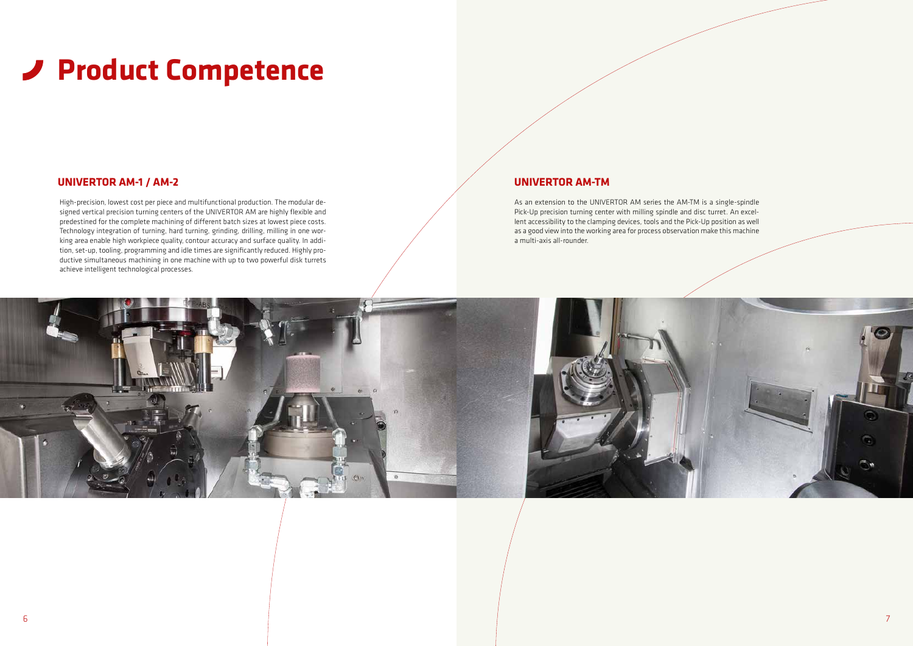# Product Competence

## UNIVERTOR AM-1 / AM-2

High-precision, lowest cost per piece and multifunctional production. The modular designed vertical precision turning centers of the UNIVERTOR AM are highly flexible and predestined for the complete machining of different batch sizes at lowest piece costs. Technology integration of turning, hard turning, grinding, drilling, milling in one working area enable high workpiece quality, contour accuracy and surface quality. In addition, set-up, tooling, programming and idle times are significantly reduced. Highly productive simultaneous machining in one machine with up to two powerful disk turrets achieve intelligent technological processes.

## UNIVERTOR AM-TM

As an extension to the UNIVERTOR AM series the AM-TM is a single-spindle Pick-Up precision turning center with milling spindle and disc turret. An excellent accessibility to the clamping devices, tools and the Pick-Up position as well as a good view into the working area for process observation make this machine a multi-axis all-rounder.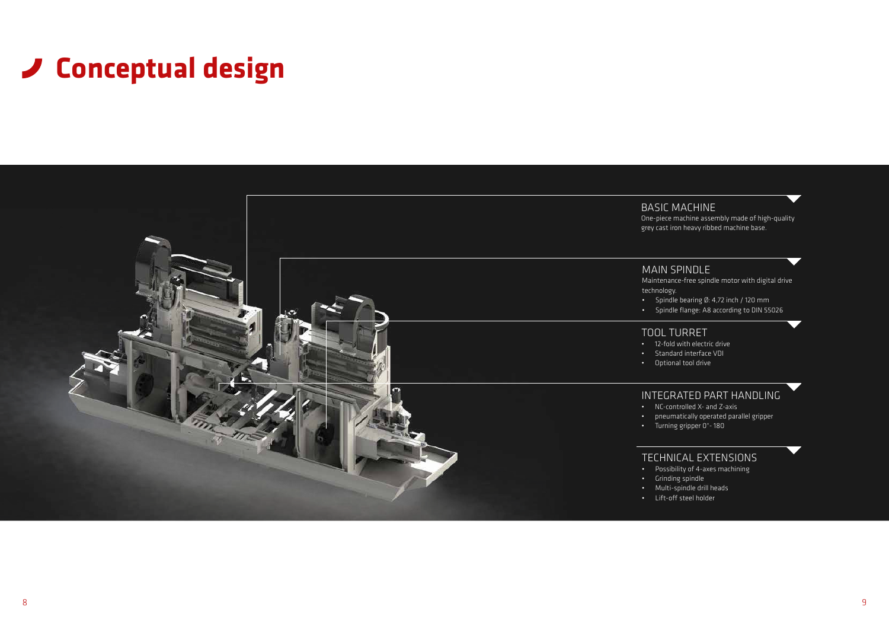# Conceptual design

### BASIC MACHINE

One-piece machine assembly made of high-quality grey cast iron heavy ribbed machine base.

### MAIN SPINDLE

Maintenance-free spindle motor with digital drive technology.

- Spindle bearing Ø: 4,72 inch / 120 mm
- Spindle flange: A8 according to DIN 55026

### TOOL TURRET

- 12-fold with electric drive
- Standard interface VDI
- Optional tool drive

### INTEGRATED PART HANDLING

- NC-controlled X- and Z-axis
- pneumatically operated parallel gripper
- Turning gripper 0°- 180

### TECHNICAL EXTENSIONS

- Possibility of 4-axes machining
- Grinding spindle
- Multi-spindle drill heads
- Lift-off steel holder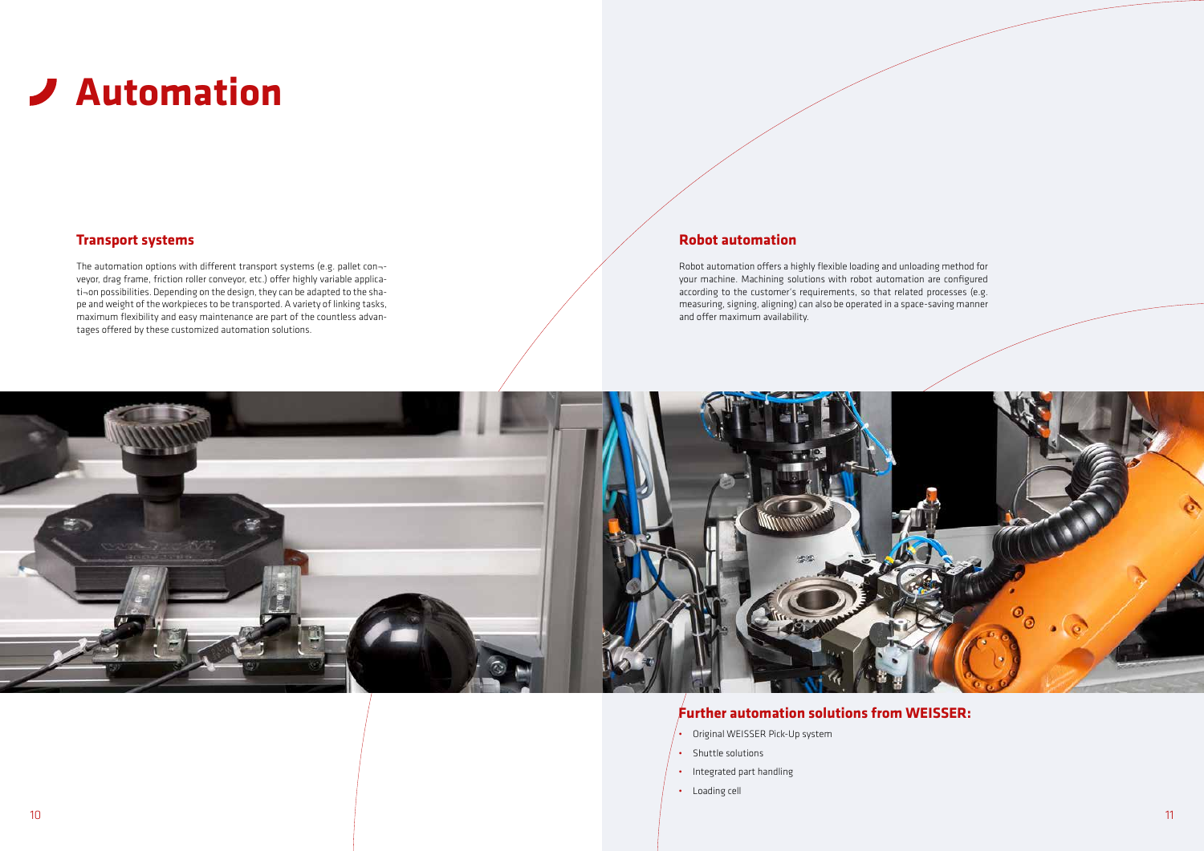# Automation

## Transport systems

The automation options with different transport systems (e.g. pallet con¬-veyor, drag frame, friction roller conveyor, etc.) offer highly variable applicati¬on possibilities. Depending on the design, they can be adapted to the shape and weight of the workpieces to be transported. A variety of linking tasks, maximum flexibility and easy maintenance are part of the countless advantages offered by these customized automation solutions.

## Robot automation

Robot automation offers a highly flexible loading and unloading method for your machine. Machining solutions with robot automation are configured according to the customer's requirements, so that related processes (e.g. measuring, signing, aligning) can also be operated in a space-saving manner and offer maximum availability.

## Further automation solutions from WEISSER:

- Original WEISSER Pick-Up system
- Shuttle solutions
- Integrated part handling
- Loading cell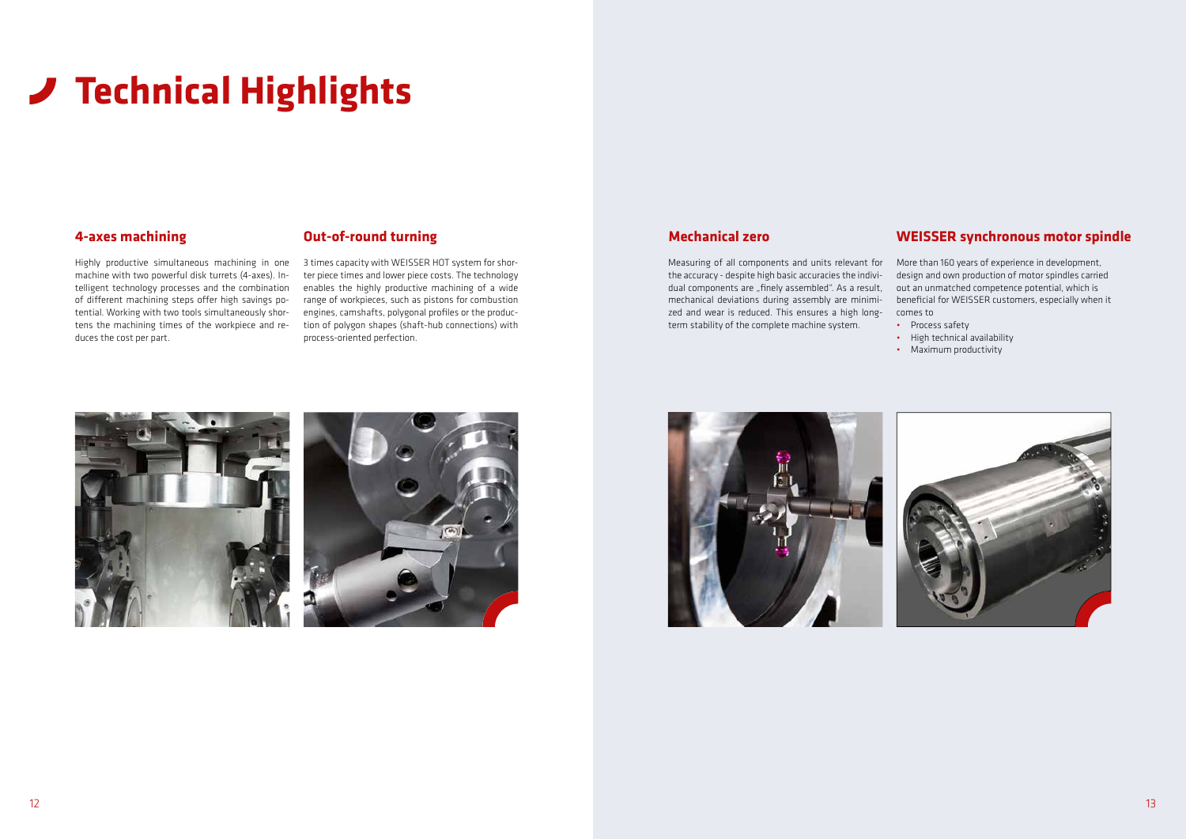# Technical Highlights

## 4-axes machining

Highly productive simultaneous machining in one machine with two powerful disk turrets (4-axes). Intelligent technology processes and the combination of different machining steps offer high savings potential. Working with two tools simultaneously shortens the machining times of the workpiece and reduces the cost per part.

## Out-of-round turning

3 times capacity with WEISSER HOT system for shorter piece times and lower piece costs. The technology enables the highly productive machining of a wide range of workpieces, such as pistons for combustion engines, camshafts, polygonal profiles or the production of polygon shapes (shaft-hub connections) with process-oriented perfection.

## Mechanical zero

Measuring of all components and units relevant for the accuracy - despite high basic accuracies the individual components are „finely assembled". As a result, mechanical deviations during assembly are minimized and wear is reduced. This ensures a high long-term stability of the complete machine system.

## WEISSER synchronous motor spindle

More than 160 years of experience in development, design and own production of motor spindles carried out an unmatched competence potential, which is beneficial for WEISSER customers, especially when it comes to

- Process safety
- High technical availability
- Maximum productivity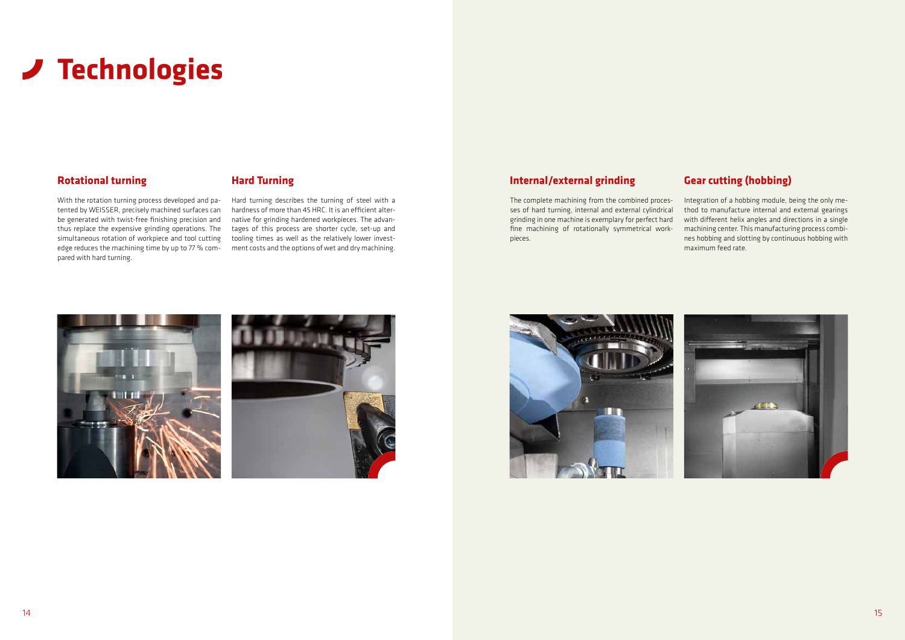# Technologies

## Rotational turning

With the rotation turning process developed and patented by WEISSER, precisely machined surfaces can be generated with twist-free finishing precision and thus replace the expensive grinding operations. The simultaneous rotation of workpiece and tool cutting edge reduces the machining time by up to 77 % compared with hard turning.

## Hard Turning

Hard turning describes the turning of steel with a hardness of more than 45 HRC. It is an efficient alternative for grinding hardened workpieces. The advantages of this process are shorter cycle, set-up and tooling times as well as the relatively lower investment costs and the options of wet and dry machining.

## Internal/external grinding

The complete machining from the combined processes of hard turning, internal and external cylindrical grinding in one machine is exemplary for perfect hard fine machining of rotationally symmetrical workpieces.

## Gear cutting (hobbing)

Integration of a hobbing module, being the only method to manufacture internal and external gearings with different helix angles and directions in a single machining center. This manufacturing process combines hobbing and slotting by continuous hobbing with maximum feed rate.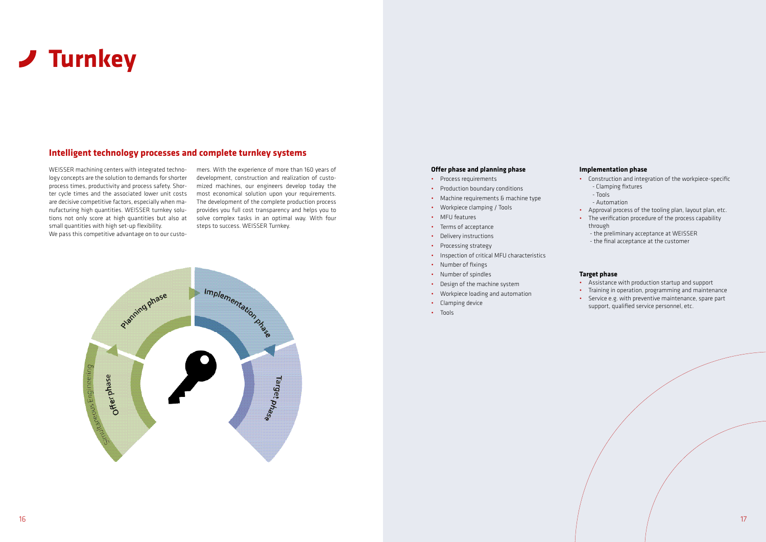# Turnkey

## Intelligent technology processes and complete turnkey systems

WEISSER machining centers with integrated technology concepts are the solution to demands for shorter process times, productivity and process safety. Shorter cycle times and the associated lower unit costs are decisive competitive factors, especially when manufacturing high quantities. WEISSER turnkey solutions not only score at high quantities but also at small quantities with high set-up flexibility.
We pass this competitive advantage on to our customers. With the experience of more than 160 years of development, construction and realization of customized machines, our engineers develop today the most economical solution upon your requirements. The development of the complete production process provides you full cost transparency and helps you to solve complex tasks in an optimal way. With four steps to success. WEISSER Turnkey.

Planning phase
Implementation phase
Simultaneous Engineering
Offer phase
Target phase

### Offer phase and planning phase

- Process requirements
- Production boundary conditions
- Machine requirements & machine type
- Workpiece clamping / Tools
- MFU features
- Terms of acceptance
- Delivery instructions
- Processing strategy
- Inspection of critical MFU characteristics
- Number of fixings
- Number of spindles
- Design of the machine system
- Workpiece loading and automation
- Clamping device
- Tools

### Implementation phase

- Construction and integration of the workpiece-specific
  - Clamping fixtures
  - Tools
  - Automation
- Approval process of the tooling plan, layout plan, etc.
- The verification procedure of the process capability through
  - the preliminary acceptance at WEISSER
  - the final acceptance at the customer

### Target phase

- Assistance with production startup and support
- Training in operation, programming and maintenance
- Service e.g. with preventive maintenance, spare part support, qualified service personnel, etc.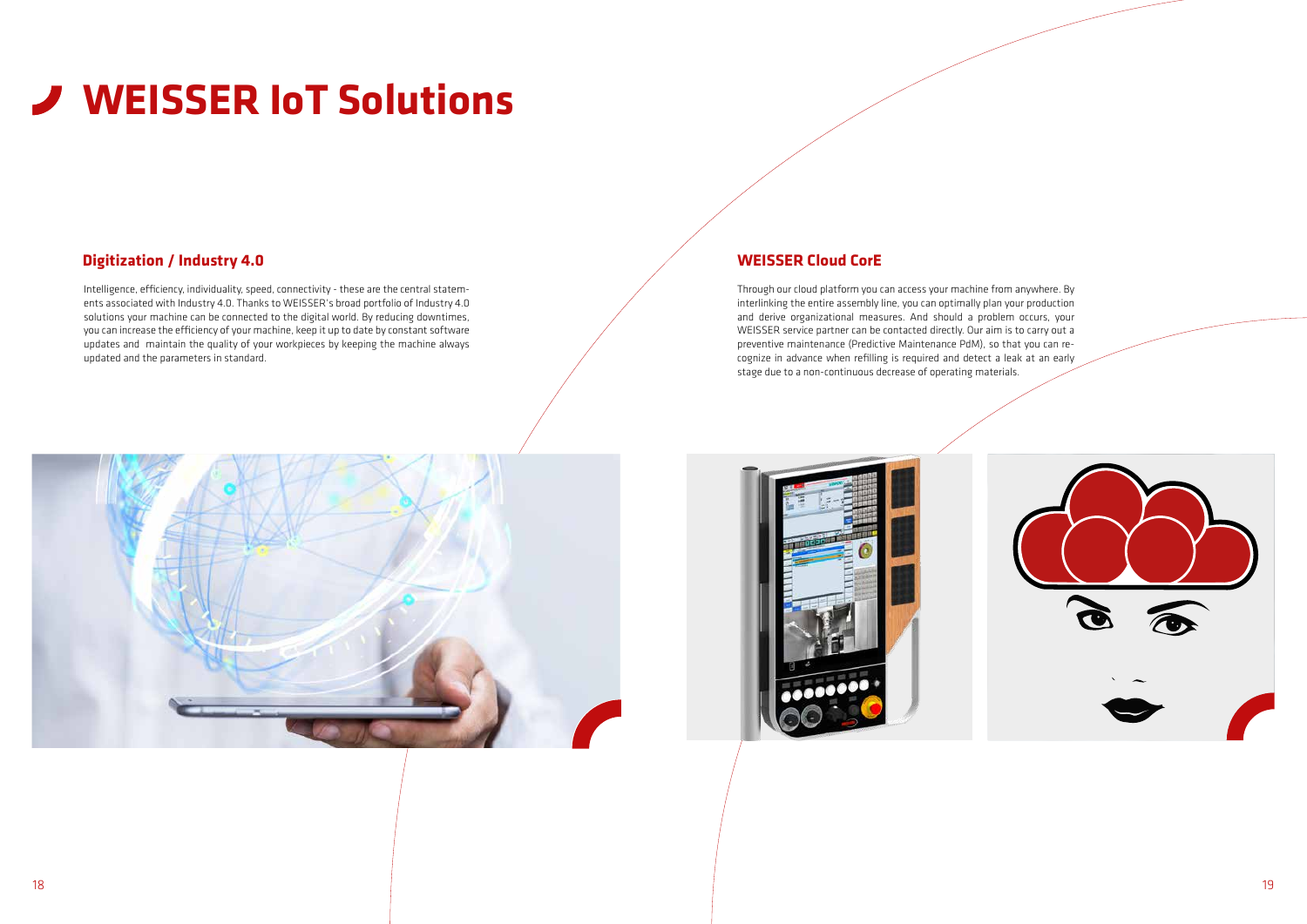# WEISSER IoT Solutions

## Digitization / Industry 4.0

Intelligence, efficiency, individuality, speed, connectivity - these are the central statements associated with Industry 4.0. Thanks to WEISSER's broad portfolio of Industry 4.0 solutions your machine can be connected to the digital world. By reducing downtimes, you can increase the efficiency of your machine, keep it up to date by constant software updates and maintain the quality of your workpieces by keeping the machine always updated and the parameters in standard.

## WEISSER Cloud CorE

Through our cloud platform you can access your machine from anywhere. By interlinking the entire assembly line, you can optimally plan your production and derive organizational measures. And should a problem occurs, your WEISSER service partner can be contacted directly. Our aim is to carry out a preventive maintenance (Predictive Maintenance PdM), so that you can recognize in advance when refilling is required and detect a leak at an early stage due to a non-continuous decrease of operating materials.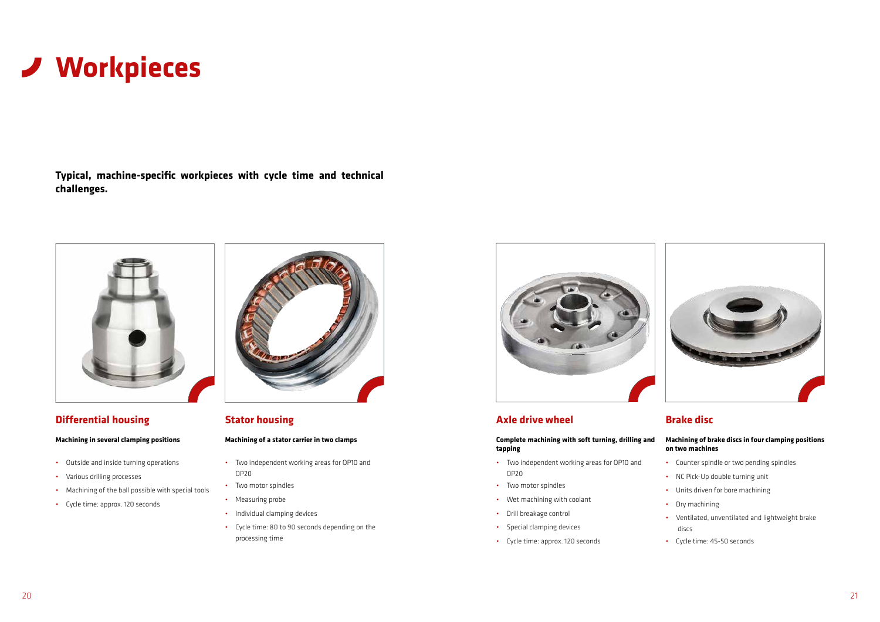# Workpieces

**Typical, machine-specific workpieces with cycle time and technical challenges.**

## Differential housing

**Machining in several clamping positions**

- Outside and inside turning operations
- Various drilling processes
- Machining of the ball possible with special tools
- Cycle time: approx. 120 seconds

## Stator housing

**Machining of a stator carrier in two clamps**

- Two independent working areas for OP10 and OP20
- Two motor spindles
- Measuring probe
- Individual clamping devices
- Cycle time: 80 to 90 seconds depending on the processing time

## Axle drive wheel

**Complete machining with soft turning, drilling and tapping**

- Two independent working areas for OP10 and OP20
- Two motor spindles
- Wet machining with coolant
- Drill breakage control
- Special clamping devices
- Cycle time: approx. 120 seconds

## Brake disc

**Machining of brake discs in four clamping positions on two machines**

- Counter spindle or two pending spindles
- NC Pick-Up double turning unit
- Units driven for bore machining
- Dry machining
- Ventilated, unventilated and lightweight brake discs
- Cycle time: 45-50 seconds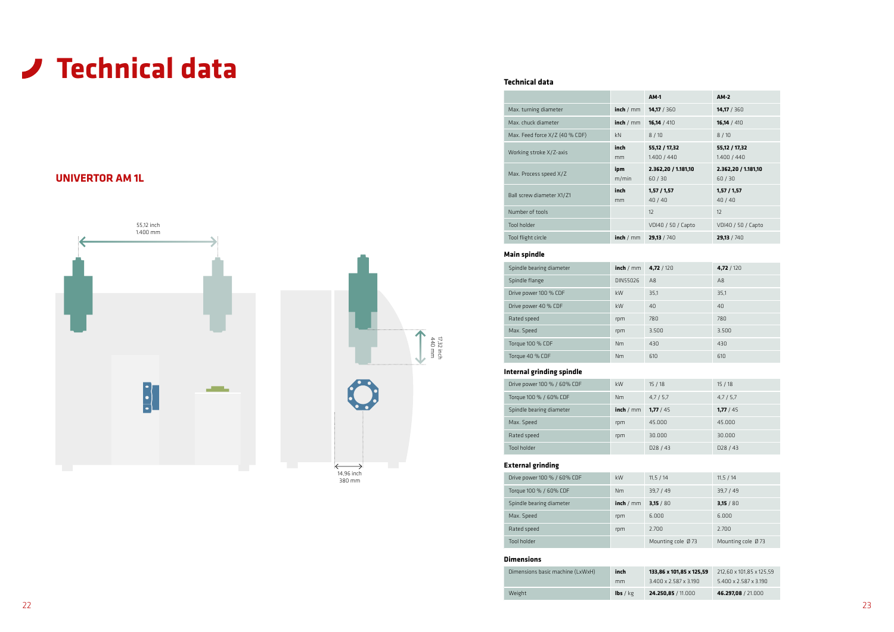# Technical data

## UNIVERTOR AM 1L

55,12 inch
1.400 mm

17,32 inch
440 mm

14,96 inch
380 mm

### Technical data

| | | AM-1 | AM-2 |
|---|---|---|---|
| Max. turning diameter | **inch** / mm | **14,17** / 360 | **14,17** / 360 |
| Max. chuck diameter | **inch** / mm | **16,14** / 410 | **16,14** / 410 |
| Max. Feed force X/Z (40 % CDF) | kN | 8 / 10 | 8 / 10 |
| Working stroke X/Z-axis | **inch**<br>mm | **55,12 / 17,32**<br>1.400 / 440 | **55,12 / 17,32**<br>1.400 / 440 |
| Max. Process speed X/Z | **ipm**<br>m/min | **2.362,20 / 1.181,10**<br>60 / 30 | **2.362,20 / 1.181,10**<br>60 / 30 |
| Ball screw diameter X1/Z1 | **inch**<br>mm | **1,57 / 1,57**<br>40 / 40 | **1,57 / 1,57**<br>40 / 40 |
| Number of tools | | 12 | 12 |
| Tool holder | | VDI40 / 50 / Capto | VDI40 / 50 / Capto |
| Tool flight circle | **inch** / mm | **29,13** / 740 | **29,13** / 740 |

### Main spindle

| | | | |
|---|---|---|---|
| Spindle bearing diameter | **inch** / mm | **4,72** / 120 | **4,72** / 120 |
| Spindle flange | DIN55026 | A8 | A8 |
| Drive power 100 % CDF | kW | 35,1 | 35,1 |
| Drive power 40 % CDF | kW | 40 | 40 |
| Rated speed | rpm | 780 | 780 |
| Max. Speed | rpm | 3.500 | 3.500 |
| Torque 100 % CDF | Nm | 430 | 430 |
| Torque 40 % CDF | Nm | 610 | 610 |

### Internal grinding spindle

| | | | |
|---|---|---|---|
| Drive power 100 % / 60% CDF | kW | 15 / 18 | 15 / 18 |
| Torque 100 % / 60% CDF | Nm | 4,7 / 5,7 | 4,7 / 5,7 |
| Spindle bearing diameter | **inch** / mm | **1,77** / 45 | **1,77** / 45 |
| Max. Speed | rpm | 45.000 | 45.000 |
| Rated speed | rpm | 30.000 | 30.000 |
| Tool holder | | D28 / 43 | D28 / 43 |

### External grinding

| | | | |
|---|---|---|---|
| Drive power 100 % / 60% CDF | kW | 11,5 / 14 | 11,5 / 14 |
| Torque 100 % / 60% CDF | Nm | 39,7 / 49 | 39,7 / 49 |
| Spindle bearing diameter | **inch** / mm | **3,15** / 80 | **3,15** / 80 |
| Max. Speed | rpm | 6.000 | 6.000 |
| Rated speed | rpm | 2.700 | 2.700 |
| Tool holder | | Mounting cole Ø 73 | Mounting cole Ø 73 |

### Dimensions

| | | | |
|---|---|---|---|
| Dimensions basic machine (LxWxH) | **inch**<br>mm | **133,86 x 101,85 x 125,59**<br>3.400 x 2.587 x 3.190 | 212,60 x 101,85 x 125,59<br>5.400 x 2.587 x 3.190 |
| Weight | **lbs** / kg | **24.250,85** / 11.000 | **46.297,08** / 21.000 |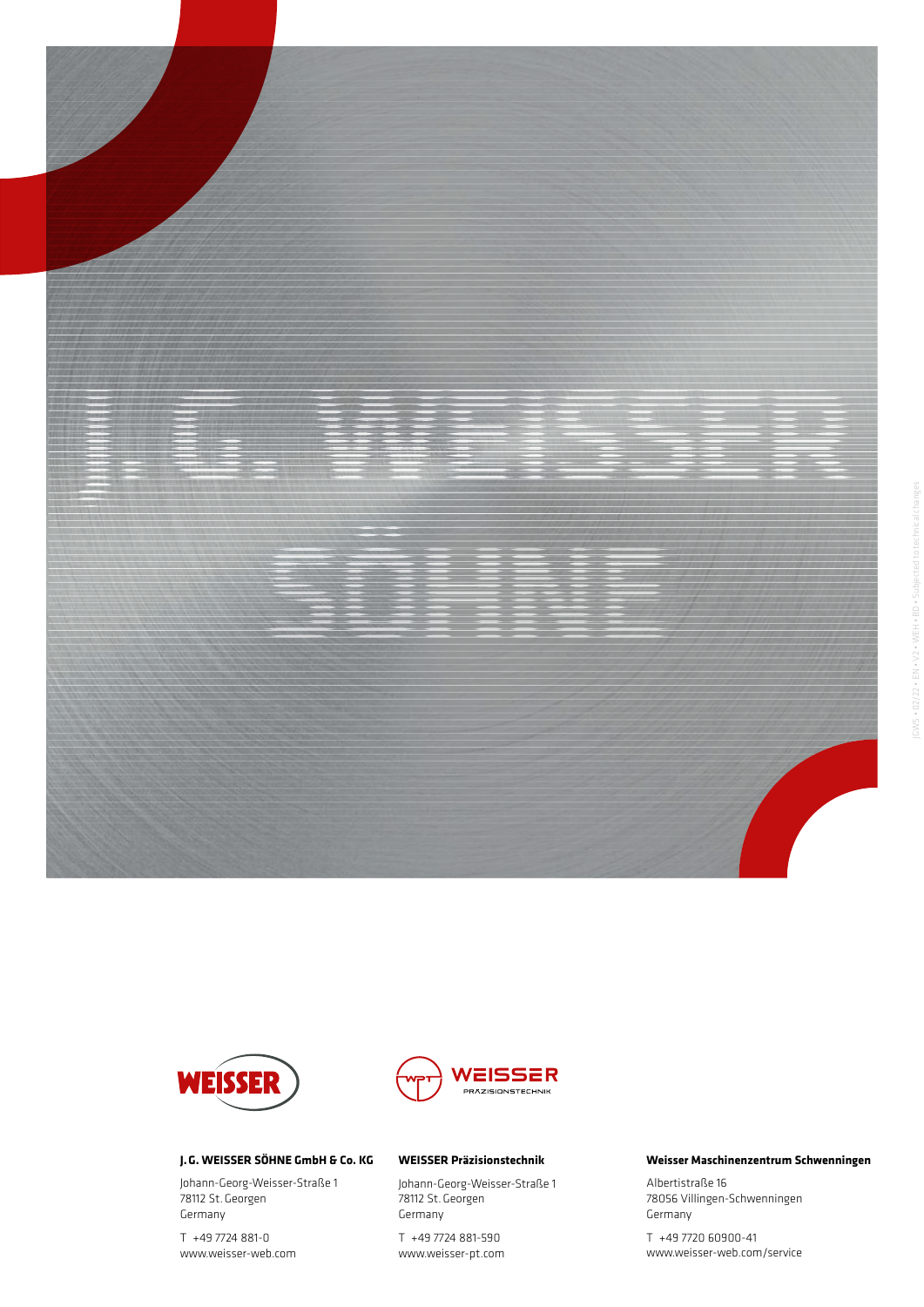J.G. WEISSER SÖHNE

JGWS • 02/22 • EN • V2 • WEH • BD • Subjected to technical changes

WEISSER

WPT WEISSER PRÄZISIONSTECHNIK

**J. G. WEISSER SÖHNE GmbH & Co. KG**

Johann-Georg-Weisser-Straße 1
78112 St. Georgen
Germany

T +49 7724 881-0
www.weisser-web.com

**WEISSER Präzisionstechnik**

Johann-Georg-Weisser-Straße 1
78112 St. Georgen
Germany

T +49 7724 881-590
www.weisser-pt.com

**Weisser Maschinenzentrum Schwenningen**

Albertistraße 16
78056 Villingen-Schwenningen
Germany

T +49 7720 60900-41
www.weisser-web.com/service